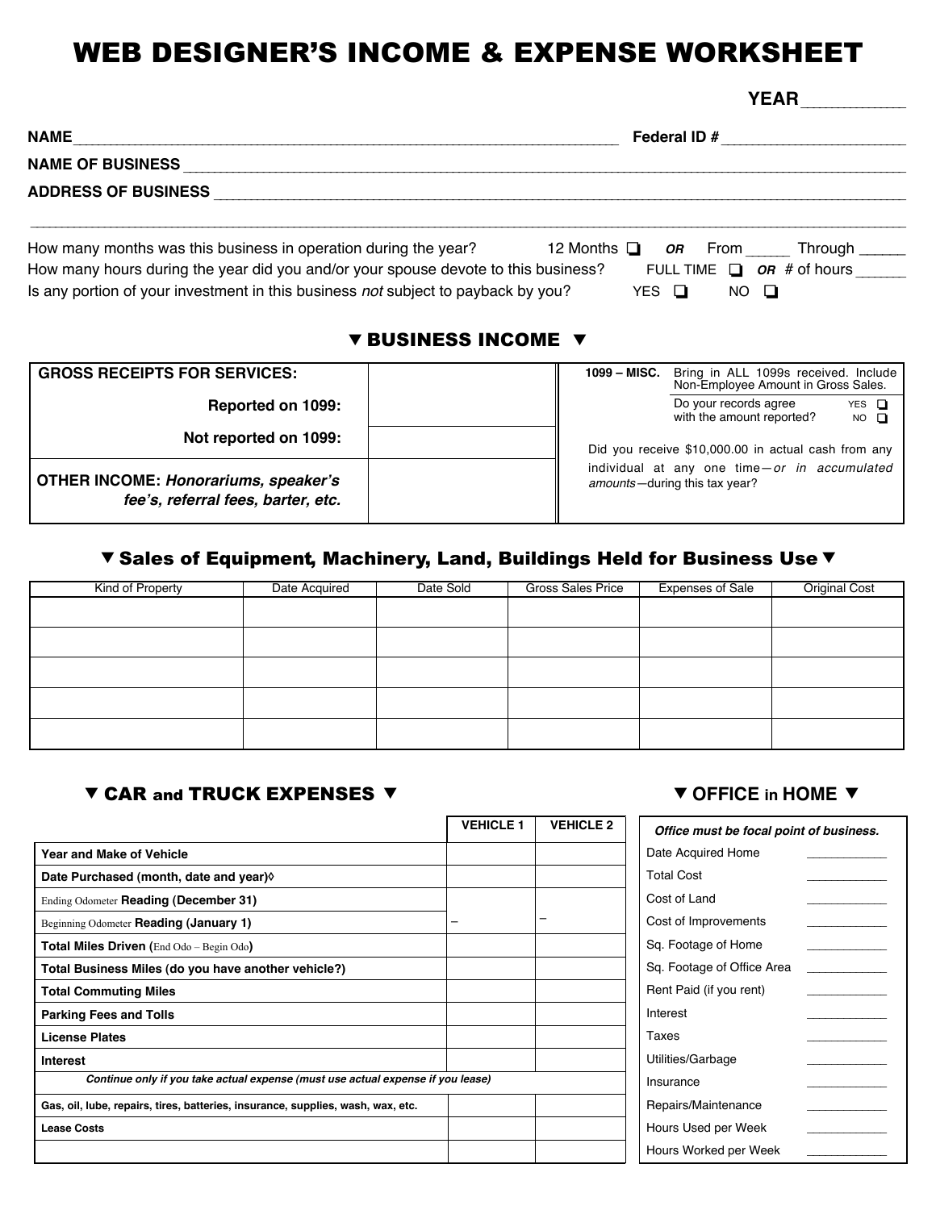# WEB DESIGNER'S INCOME & EXPENSE WORKSHEET

**YEAR** ___________

**NAME** ______________________________________________ **Federal ID #** ____________________

**NAME OF BUSINESS** ______________________________________________

**ADDRESS OF BUSINESS** ______________________________________________

______________________________________________

How many months was this business in operation during the year? 12 Months ❑ ***OR*** From _____ Through _____

How many hours during the year did you and/or your spouse devote to this business? FULL TIME ❑ ***OR*** # of hours ______

Is any portion of your investment in this business *not* subject to payback by you? YES ❑ NO ❑

## ▼ BUSINESS INCOME ▼

| | |
|---|---|
| **GROSS RECEIPTS FOR SERVICES:** | |
| **Reported on 1099:** | |
| **Not reported on 1099:** | |
| **OTHER INCOME:** ***Honorariums, speaker's fee's, referral fees, barter, etc.*** | |

**1099 – MISC.** Bring in ALL 1099s received. Include Non-Employee Amount in Gross Sales.

Do your records agree with the amount reported? YES ❑ NO ❑

Did you receive $10,000.00 in actual cash from any individual at any one time—*or in accumulated amounts*—during this tax year?

## ▼ Sales of Equipment, Machinery, Land, Buildings Held for Business Use ▼

| Kind of Property | Date Acquired | Date Sold | Gross Sales Price | Expenses of Sale | Original Cost |
|---|---|---|---|---|---|
| | | | | | |
| | | | | | |
| | | | | | |
| | | | | | |
| | | | | | |

## ▼ CAR and TRUCK EXPENSES ▼

| | VEHICLE 1 | VEHICLE 2 |
|---|---|---|
| **Year and Make of Vehicle** | | |
| **Date Purchased (month, date and year)◊** | | |
| Ending Odometer **Reading (December 31)** | | |
| Beginning Odometer **Reading (January 1)** | – | – |
| **Total Miles Driven (**End Odo – Begin Odo**)** | | |
| **Total Business Miles (do you have another vehicle?)** | | |
| **Total Commuting Miles** | | |
| **Parking Fees and Tolls** | | |
| **License Plates** | | |
| **Interest** | | |
| ***Continue only if you take actual expense (must use actual expense if you lease)*** | | |
| **Gas, oil, lube, repairs, tires, batteries, insurance, supplies, wash, wax, etc.** | | |
| **Lease Costs** | | |
| | | |

## ▼ OFFICE in HOME ▼

***Office must be focal point of business.***

| | |
|---|---|
| Date Acquired Home | ___________ |
| Total Cost | ___________ |
| Cost of Land | ___________ |
| Cost of Improvements | ___________ |
| Sq. Footage of Home | ___________ |
| Sq. Footage of Office Area | ___________ |
| Rent Paid (if you rent) | ___________ |
| Interest | ___________ |
| Taxes | ___________ |
| Utilities/Garbage | ___________ |
| Insurance | ___________ |
| Repairs/Maintenance | ___________ |
| Hours Used per Week | ___________ |
| Hours Worked per Week | ___________ |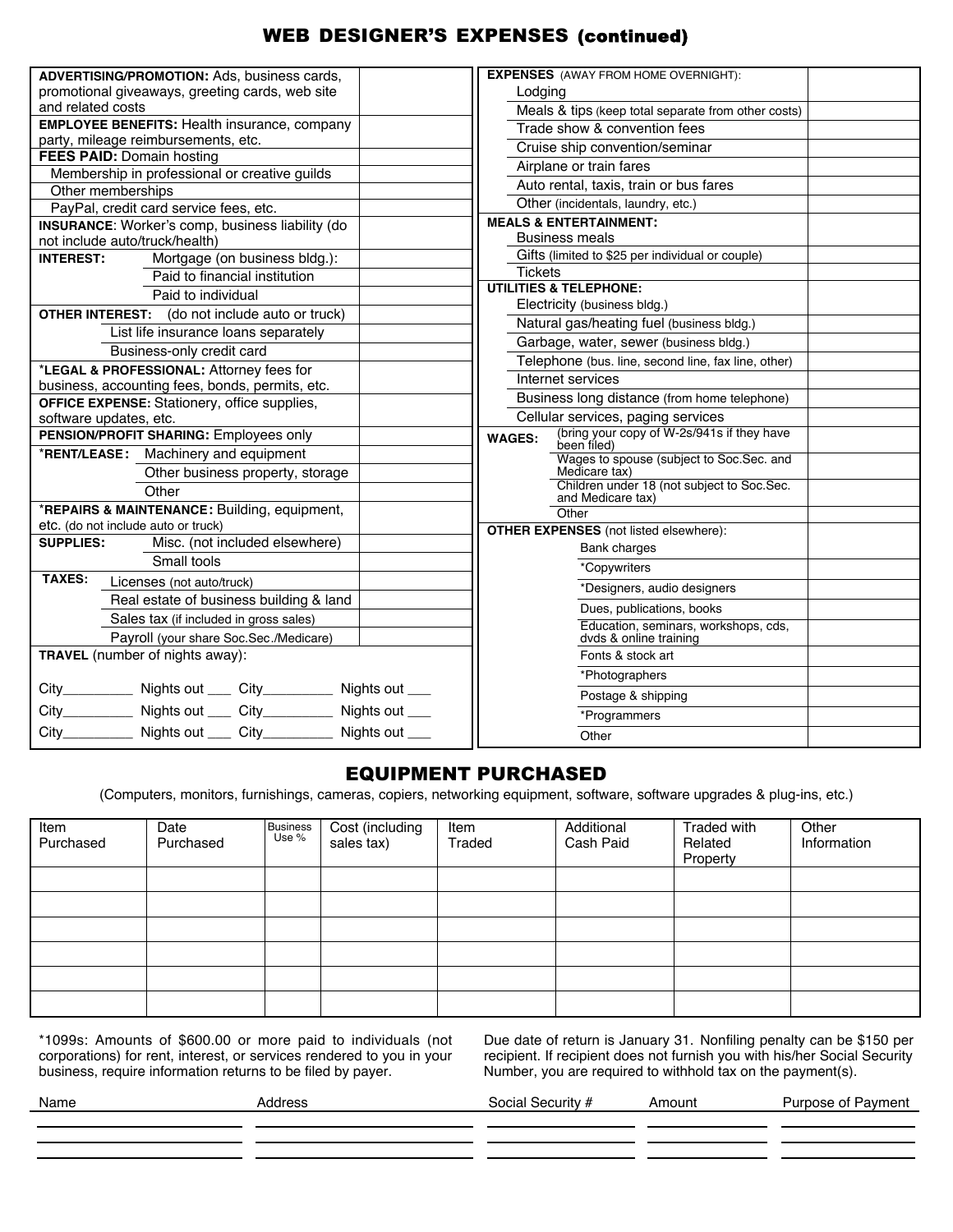# WEB DESIGNER'S EXPENSES (continued)

| | |
|---|---|
| **ADVERTISING/PROMOTION:** Ads, business cards, promotional giveaways, greeting cards, web site and related costs | |
| **EMPLOYEE BENEFITS:** Health insurance, company party, mileage reimbursements, etc. | |
| **FEES PAID:** Domain hosting | |
| Membership in professional or creative guilds | |
| Other memberships | |
| PayPal, credit card service fees, etc. | |
| **INSURANCE**: Worker's comp, business liability (do not include auto/truck/health) | |
| **INTEREST:** Mortgage (on business bldg.): | |
| Paid to financial institution | |
| Paid to individual | |
| **OTHER INTEREST:** (do not include auto or truck) | |
| List life insurance loans separately | |
| Business-only credit card | |
| ***LEGAL & PROFESSIONAL:** Attorney fees for business, accounting fees, bonds, permits, etc. | |
| **OFFICE EXPENSE:** Stationery, office supplies, software updates, etc. | |
| **PENSION/PROFIT SHARING:** Employees only | |
| ***RENT/LEASE:** Machinery and equipment | |
| Other business property, storage | |
| Other | |
| ***REPAIRS & MAINTENANCE:** Building, equipment, etc. (do not include auto or truck) | |
| **SUPPLIES:** Misc. (not included elsewhere) | |
| Small tools | |
| **TAXES:** Licenses (not auto/truck) | |
| Real estate of business building & land | |
| Sales tax (if included in gross sales) | |
| Payroll (your share Soc.Sec./Medicare) | |

**TRAVEL** (number of nights away):

City_________ Nights out ___ City_________ Nights out ___
City_________ Nights out ___ City_________ Nights out ___
City_________ Nights out ___ City_________ Nights out ___

| | |
|---|---|
| **EXPENSES** (AWAY FROM HOME OVERNIGHT): Lodging | |
| Meals & tips (keep total separate from other costs) | |
| Trade show & convention fees | |
| Cruise ship convention/seminar | |
| Airplane or train fares | |
| Auto rental, taxis, train or bus fares | |
| Other (incidentals, laundry, etc.) | |
| **MEALS & ENTERTAINMENT:** Business meals | |
| Gifts (limited to $25 per individual or couple) | |
| Tickets | |
| **UTILITIES & TELEPHONE:** Electricity (business bldg.) | |
| Natural gas/heating fuel (business bldg.) | |
| Garbage, water, sewer (business bldg.) | |
| Telephone (bus. line, second line, fax line, other) | |
| Internet services | |
| Business long distance (from home telephone) | |
| Cellular services, paging services | |
| **WAGES:** (bring your copy of W-2s/941s if they have been filed) | |
| Wages to spouse (subject to Soc.Sec. and Medicare tax) | |
| Children under 18 (not subject to Soc.Sec. and Medicare tax) | |
| Other | |
| **OTHER EXPENSES** (not listed elsewhere): Bank charges | |
| *Copywriters | |
| *Designers, audio designers | |
| Dues, publications, books | |
| Education, seminars, workshops, cds, dvds & online training | |
| Fonts & stock art | |
| *Photographers | |
| Postage & shipping | |
| *Programmers | |
| Other | |

## EQUIPMENT PURCHASED

(Computers, monitors, furnishings, cameras, copiers, networking equipment, software, software upgrades & plug-ins, etc.)

| Item Purchased | Date Purchased | Business Use % | Cost (including sales tax) | Item Traded | Additional Cash Paid | Traded with Related Property | Other Information |
|---|---|---|---|---|---|---|---|
| | | | | | | | |
| | | | | | | | |
| | | | | | | | |
| | | | | | | | |
| | | | | | | | |
| | | | | | | | |

*1099s: Amounts of $600.00 or more paid to individuals (not corporations) for rent, interest, or services rendered to you in your business, require information returns to be filed by payer.

Due date of return is January 31. Nonfiling penalty can be $150 per recipient. If recipient does not furnish you with his/her Social Security Number, you are required to withhold tax on the payment(s).

| Name | Address | Social Security # | Amount | Purpose of Payment |
|---|---|---|---|---|
| | | | | |
| | | | | |
| | | | | |